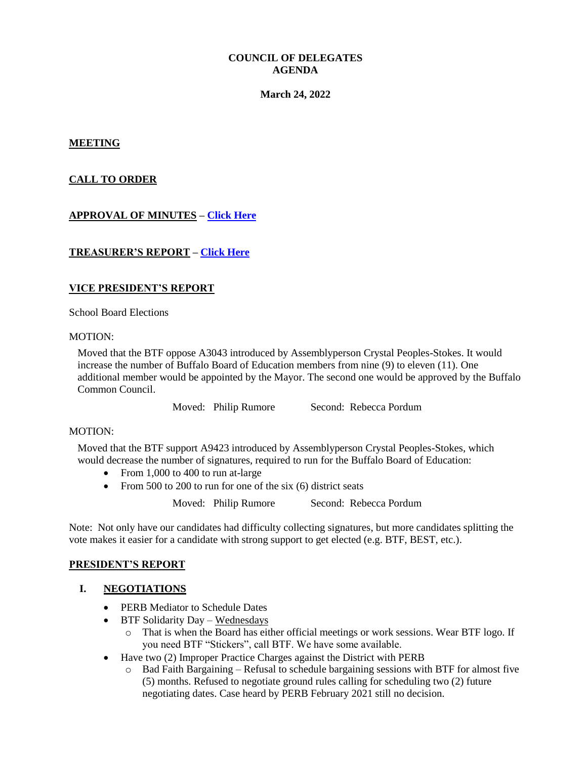# COUNCIL OF DELEGATES
# AGENDA

**March 24, 2022**

## MEETING

## CALL TO ORDER

## APPROVAL OF MINUTES – Click Here

## TREASURER'S REPORT – Click Here

## VICE PRESIDENT'S REPORT

School Board Elections

MOTION:

Moved that the BTF oppose A3043 introduced by Assemblyperson Crystal Peoples-Stokes. It would increase the number of Buffalo Board of Education members from nine (9) to eleven (11). One additional member would be appointed by the Mayor. The second one would be approved by the Buffalo Common Council.

Moved: Philip Rumore Second: Rebecca Pordum

MOTION:

Moved that the BTF support A9423 introduced by Assemblyperson Crystal Peoples-Stokes, which would decrease the number of signatures, required to run for the Buffalo Board of Education:

- From 1,000 to 400 to run at-large
- From 500 to 200 to run for one of the six (6) district seats

Moved: Philip Rumore Second: Rebecca Pordum

Note: Not only have our candidates had difficulty collecting signatures, but more candidates splitting the vote makes it easier for a candidate with strong support to get elected (e.g. BTF, BEST, etc.).

## PRESIDENT'S REPORT

### I. NEGOTIATIONS

- PERB Mediator to Schedule Dates
- BTF Solidarity Day – Wednesdays
  - That is when the Board has either official meetings or work sessions. Wear BTF logo. If you need BTF "Stickers", call BTF. We have some available.
- Have two (2) Improper Practice Charges against the District with PERB
  - Bad Faith Bargaining – Refusal to schedule bargaining sessions with BTF for almost five (5) months. Refused to negotiate ground rules calling for scheduling two (2) future negotiating dates. Case heard by PERB February 2021 still no decision.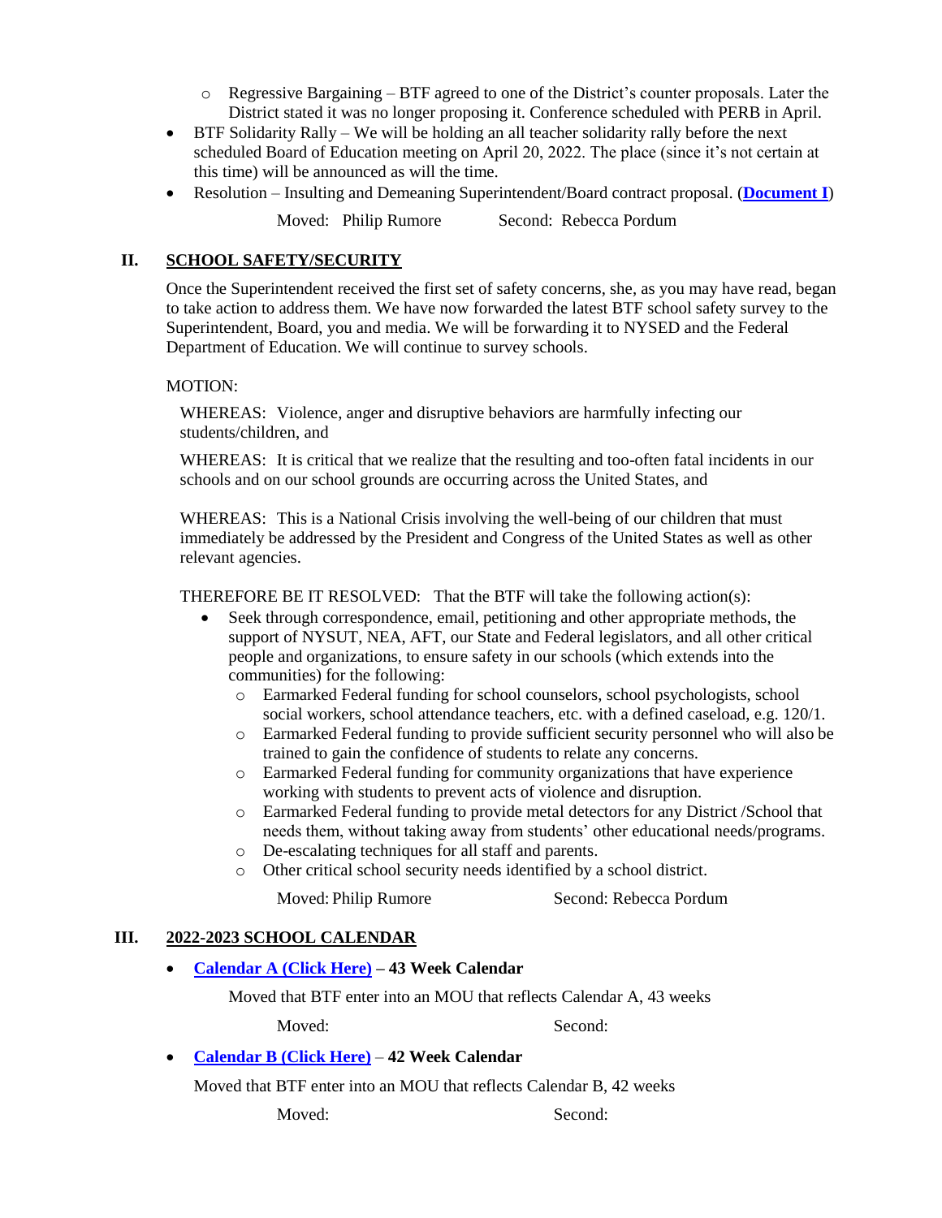- Regressive Bargaining – BTF agreed to one of the District's counter proposals. Later the District stated it was no longer proposing it. Conference scheduled with PERB in April.
- BTF Solidarity Rally – We will be holding an all teacher solidarity rally before the next scheduled Board of Education meeting on April 20, 2022. The place (since it's not certain at this time) will be announced as will the time.
- Resolution – Insulting and Demeaning Superintendent/Board contract proposal. (**Document I**)

  Moved: Philip Rumore  Second: Rebecca Pordum

## II. SCHOOL SAFETY/SECURITY

Once the Superintendent received the first set of safety concerns, she, as you may have read, began to take action to address them. We have now forwarded the latest BTF school safety survey to the Superintendent, Board, you and media. We will be forwarding it to NYSED and the Federal Department of Education. We will continue to survey schools.

MOTION:

WHEREAS: Violence, anger and disruptive behaviors are harmfully infecting our students/children, and

WHEREAS: It is critical that we realize that the resulting and too-often fatal incidents in our schools and on our school grounds are occurring across the United States, and

WHEREAS: This is a National Crisis involving the well-being of our children that must immediately be addressed by the President and Congress of the United States as well as other relevant agencies.

THEREFORE BE IT RESOLVED: That the BTF will take the following action(s):

- Seek through correspondence, email, petitioning and other appropriate methods, the support of NYSUT, NEA, AFT, our State and Federal legislators, and all other critical people and organizations, to ensure safety in our schools (which extends into the communities) for the following:
  - Earmarked Federal funding for school counselors, school psychologists, school social workers, school attendance teachers, etc. with a defined caseload, e.g. 120/1.
  - Earmarked Federal funding to provide sufficient security personnel who will also be trained to gain the confidence of students to relate any concerns.
  - Earmarked Federal funding for community organizations that have experience working with students to prevent acts of violence and disruption.
  - Earmarked Federal funding to provide metal detectors for any District /School that needs them, without taking away from students' other educational needs/programs.
  - De-escalating techniques for all staff and parents.
  - Other critical school security needs identified by a school district.

  Moved: Philip Rumore  Second: Rebecca Pordum

## III. 2022-2023 SCHOOL CALENDAR

- **Calendar A (Click Here) – 43 Week Calendar**

  Moved that BTF enter into an MOU that reflects Calendar A, 43 weeks

  Moved:  Second:

- **Calendar B (Click Here)** – **42 Week Calendar**

  Moved that BTF enter into an MOU that reflects Calendar B, 42 weeks

  Moved:  Second: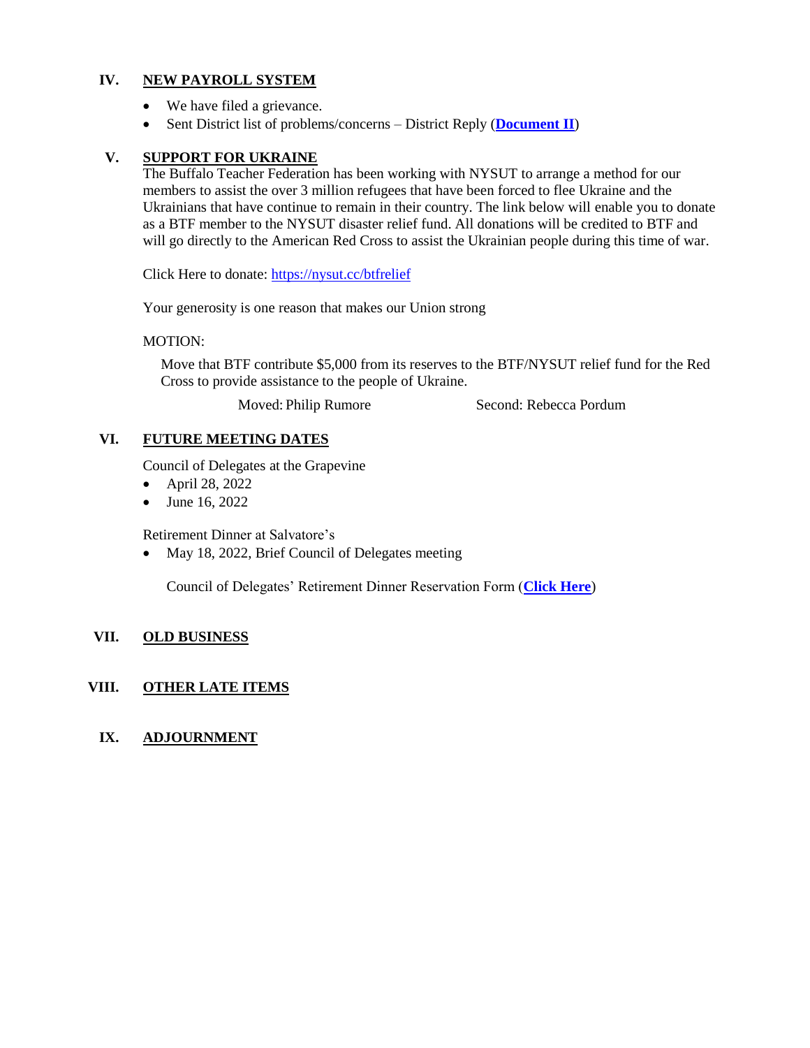## IV. NEW PAYROLL SYSTEM

- We have filed a grievance.
- Sent District list of problems/concerns – District Reply (**Document II**)

## V. SUPPORT FOR UKRAINE

The Buffalo Teacher Federation has been working with NYSUT to arrange a method for our members to assist the over 3 million refugees that have been forced to flee Ukraine and the Ukrainians that have continue to remain in their country. The link below will enable you to donate as a BTF member to the NYSUT disaster relief fund. All donations will be credited to BTF and will go directly to the American Red Cross to assist the Ukrainian people during this time of war.

Click Here to donate: https://nysut.cc/btfrelief

Your generosity is one reason that makes our Union strong

MOTION:

Move that BTF contribute $5,000 from its reserves to the BTF/NYSUT relief fund for the Red Cross to provide assistance to the people of Ukraine.

Moved: Philip Rumore    Second: Rebecca Pordum

## VI. FUTURE MEETING DATES

Council of Delegates at the Grapevine

- April 28, 2022
- June 16, 2022

Retirement Dinner at Salvatore's

- May 18, 2022, Brief Council of Delegates meeting

Council of Delegates' Retirement Dinner Reservation Form (**Click Here**)

## VII. OLD BUSINESS

## VIII. OTHER LATE ITEMS

## IX. ADJOURNMENT